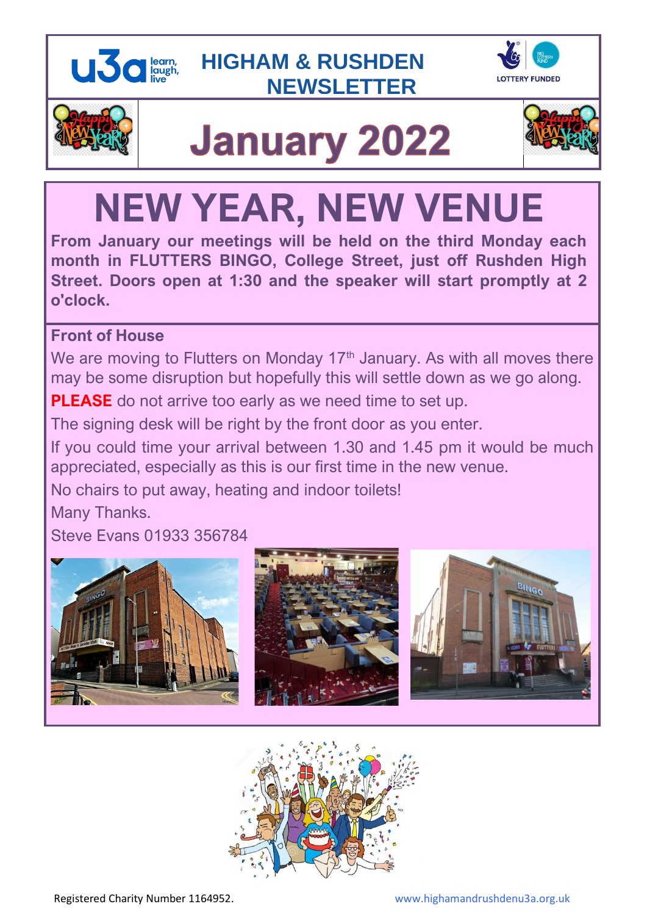# HIGHAM & RUSHDEN NEWSLETTER

## January 2022

# NEW YEAR, NEW VENUE

**From January our meetings will be held on the third Monday each month in FLUTTERS BINGO, College Street, just off Rushden High Street. Doors open at 1:30 and the speaker will start promptly at 2 o'clock.**

### Front of House

We are moving to Flutters on Monday 17th January. As with all moves there may be some disruption but hopefully this will settle down as we go along.

**PLEASE** do not arrive too early as we need time to set up.

The signing desk will be right by the front door as you enter.

If you could time your arrival between 1.30 and 1.45 pm it would be much appreciated, especially as this is our first time in the new venue.

No chairs to put away, heating and indoor toilets!

Many Thanks.

Steve Evans 01933 356784

Registered Charity Number 1164952. www.highamandrushdenu3a.org.uk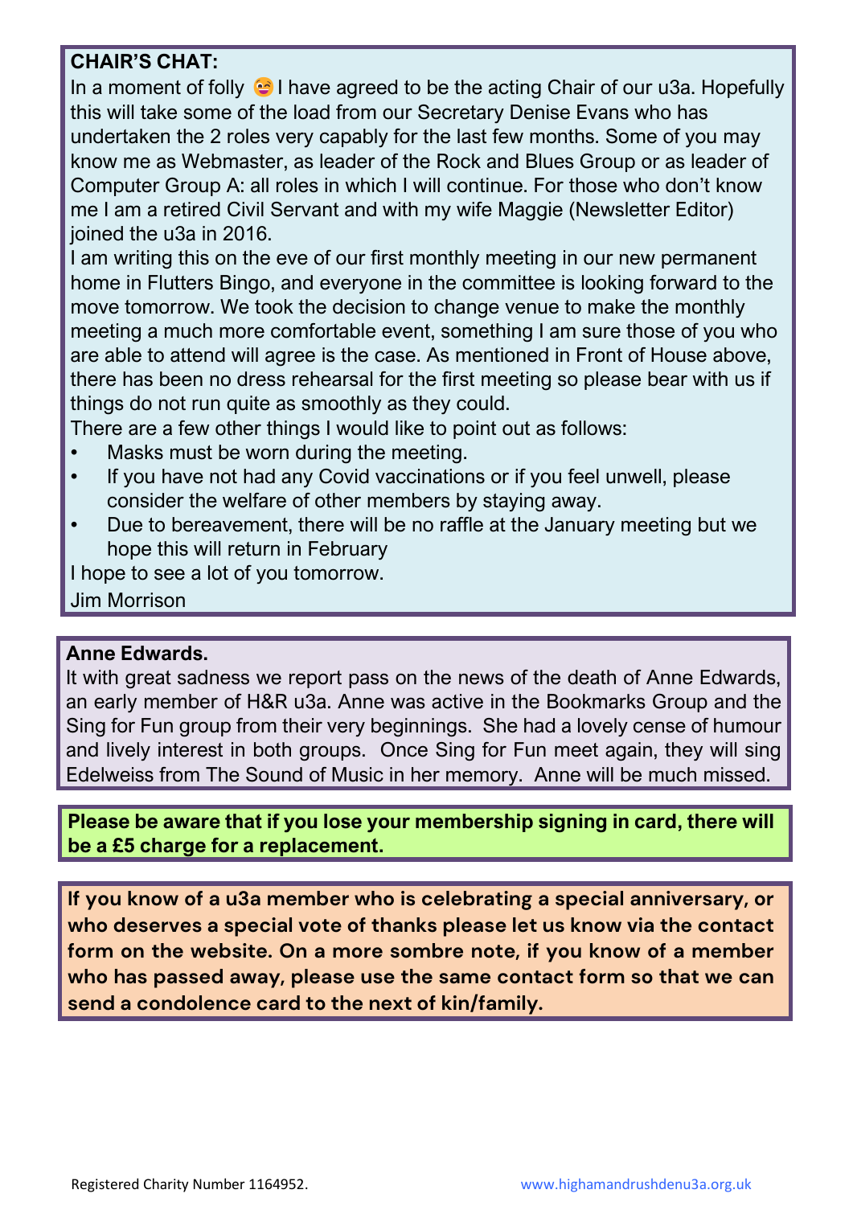**CHAIR'S CHAT:**

In a moment of folly 😜 I have agreed to be the acting Chair of our u3a. Hopefully this will take some of the load from our Secretary Denise Evans who has undertaken the 2 roles very capably for the last few months. Some of you may know me as Webmaster, as leader of the Rock and Blues Group or as leader of Computer Group A: all roles in which I will continue. For those who don't know me I am a retired Civil Servant and with my wife Maggie (Newsletter Editor) joined the u3a in 2016.

I am writing this on the eve of our first monthly meeting in our new permanent home in Flutters Bingo, and everyone in the committee is looking forward to the move tomorrow. We took the decision to change venue to make the monthly meeting a much more comfortable event, something I am sure those of you who are able to attend will agree is the case. As mentioned in Front of House above, there has been no dress rehearsal for the first meeting so please bear with us if things do not run quite as smoothly as they could.

There are a few other things I would like to point out as follows:

- Masks must be worn during the meeting.
- If you have not had any Covid vaccinations or if you feel unwell, please consider the welfare of other members by staying away.
- Due to bereavement, there will be no raffle at the January meeting but we hope this will return in February

I hope to see a lot of you tomorrow.

Jim Morrison

**Anne Edwards.**

It with great sadness we report pass on the news of the death of Anne Edwards, an early member of H&R u3a. Anne was active in the Bookmarks Group and the Sing for Fun group from their very beginnings. She had a lovely cense of humour and lively interest in both groups. Once Sing for Fun meet again, they will sing Edelweiss from The Sound of Music in her memory. Anne will be much missed.

**Please be aware that if you lose your membership signing in card, there will be a £5 charge for a replacement.**

**If you know of a u3a member who is celebrating a special anniversary, or who deserves a special vote of thanks please let us know via the contact form on the website. On a more sombre note, if you know of a member who has passed away, please use the same contact form so that we can send a condolence card to the next of kin/family.**

Registered Charity Number 1164952. www.highamandrushdenu3a.org.uk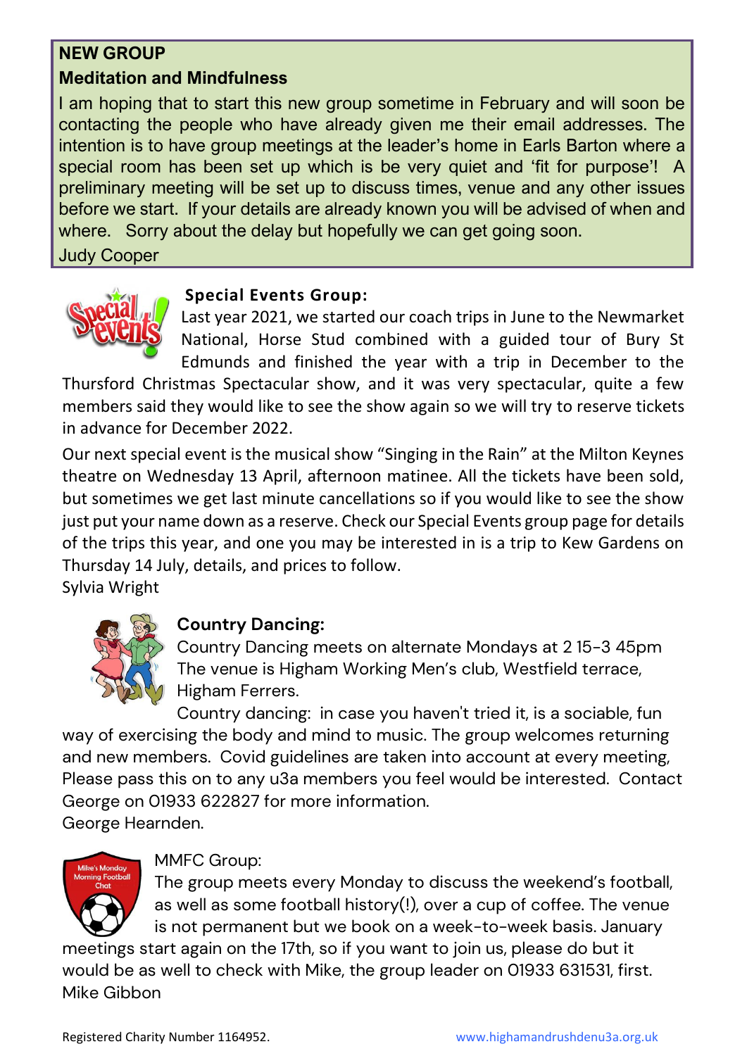## NEW GROUP

### Meditation and Mindfulness

I am hoping that to start this new group sometime in February and will soon be contacting the people who have already given me their email addresses. The intention is to have group meetings at the leader's home in Earls Barton where a special room has been set up which is be very quiet and 'fit for purpose'! A preliminary meeting will be set up to discuss times, venue and any other issues before we start. If your details are already known you will be advised of when and where. Sorry about the delay but hopefully we can get going soon.

Judy Cooper

### Special Events Group:

Last year 2021, we started our coach trips in June to the Newmarket National, Horse Stud combined with a guided tour of Bury St Edmunds and finished the year with a trip in December to the Thursford Christmas Spectacular show, and it was very spectacular, quite a few members said they would like to see the show again so we will try to reserve tickets in advance for December 2022.

Our next special event is the musical show "Singing in the Rain" at the Milton Keynes theatre on Wednesday 13 April, afternoon matinee. All the tickets have been sold, but sometimes we get last minute cancellations so if you would like to see the show just put your name down as a reserve. Check our Special Events group page for details of the trips this year, and one you may be interested in is a trip to Kew Gardens on Thursday 14 July, details, and prices to follow.

Sylvia Wright

### Country Dancing:

Country Dancing meets on alternate Mondays at 2 15-3 45pm
The venue is Higham Working Men's club, Westfield terrace, Higham Ferrers.

Country dancing: in case you haven't tried it, is a sociable, fun way of exercising the body and mind to music. The group welcomes returning and new members. Covid guidelines are taken into account at every meeting, Please pass this on to any u3a members you feel would be interested. Contact George on 01933 622827 for more information.

George Hearnden.

### MMFC Group:

The group meets every Monday to discuss the weekend's football, as well as some football history(!), over a cup of coffee. The venue is not permanent but we book on a week-to-week basis. January meetings start again on the 17th, so if you want to join us, please do but it would be as well to check with Mike, the group leader on 01933 631531, first.

Mike Gibbon

Registered Charity Number 1164952. www.highamandrushdenu3a.org.uk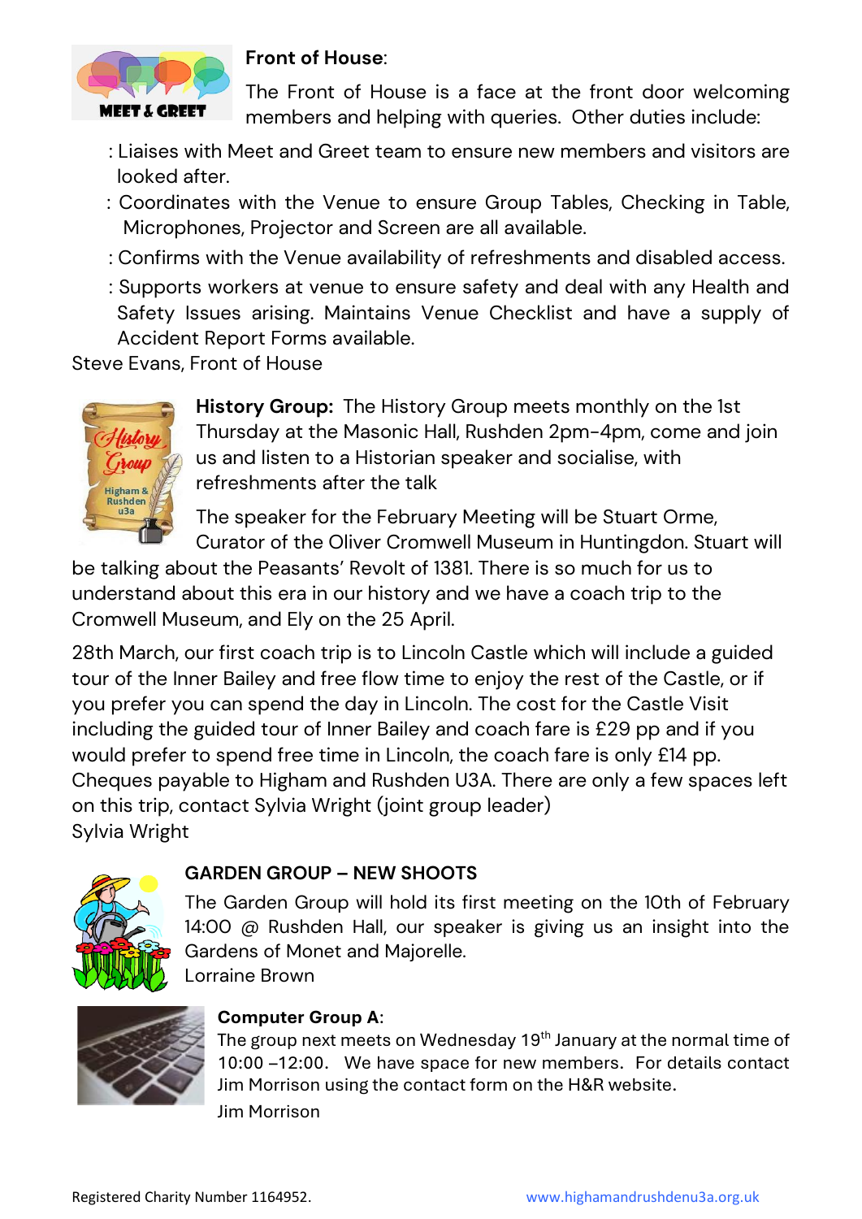**Front of House**:

The Front of House is a face at the front door welcoming members and helping with queries. Other duties include:

: Liaises with Meet and Greet team to ensure new members and visitors are looked after.

: Coordinates with the Venue to ensure Group Tables, Checking in Table, Microphones, Projector and Screen are all available.

: Confirms with the Venue availability of refreshments and disabled access.

: Supports workers at venue to ensure safety and deal with any Health and Safety Issues arising. Maintains Venue Checklist and have a supply of Accident Report Forms available.

Steve Evans, Front of House

**History Group:** The History Group meets monthly on the 1st Thursday at the Masonic Hall, Rushden 2pm-4pm, come and join us and listen to a Historian speaker and socialise, with refreshments after the talk

The speaker for the February Meeting will be Stuart Orme, Curator of the Oliver Cromwell Museum in Huntingdon. Stuart will be talking about the Peasants' Revolt of 1381. There is so much for us to understand about this era in our history and we have a coach trip to the Cromwell Museum, and Ely on the 25 April.

28th March, our first coach trip is to Lincoln Castle which will include a guided tour of the Inner Bailey and free flow time to enjoy the rest of the Castle, or if you prefer you can spend the day in Lincoln. The cost for the Castle Visit including the guided tour of Inner Bailey and coach fare is £29 pp and if you would prefer to spend free time in Lincoln, the coach fare is only £14 pp. Cheques payable to Higham and Rushden U3A. There are only a few spaces left on this trip, contact Sylvia Wright (joint group leader)

Sylvia Wright

**GARDEN GROUP – NEW SHOOTS**

The Garden Group will hold its first meeting on the 10th of February 14:00 @ Rushden Hall, our speaker is giving us an insight into the Gardens of Monet and Majorelle.

Lorraine Brown

**Computer Group A**:

The group next meets on Wednesday 19th January at the normal time of 10:00 –12:00. We have space for new members. For details contact Jim Morrison using the contact form on the H&R website.

Jim Morrison

Registered Charity Number 1164952. www.highamandrushdenu3a.org.uk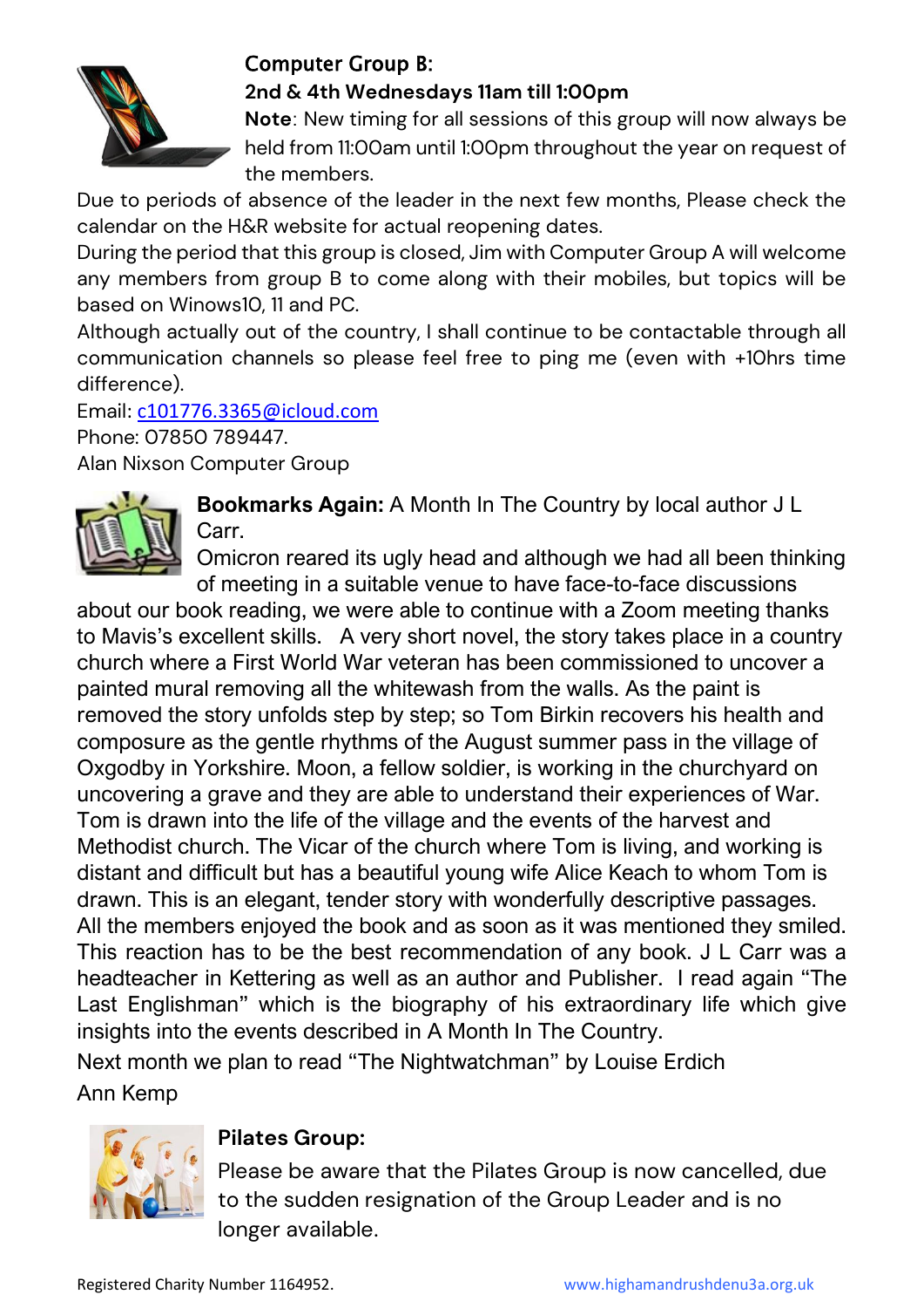## Computer Group B:

**2nd & 4th Wednesdays 11am till 1:00pm**

**Note**: New timing for all sessions of this group will now always be held from 11:00am until 1:00pm throughout the year on request of the members.

Due to periods of absence of the leader in the next few months, Please check the calendar on the H&R website for actual reopening dates.

During the period that this group is closed, Jim with Computer Group A will welcome any members from group B to come along with their mobiles, but topics will be based on Winows10, 11 and PC.

Although actually out of the country, I shall continue to be contactable through all communication channels so please feel free to ping me (even with +10hrs time difference).

Email: c101776.3365@icloud.com

Phone: 07850 789447.

Alan Nixson Computer Group

**Bookmarks Again:** A Month In The Country by local author J L Carr.

Omicron reared its ugly head and although we had all been thinking of meeting in a suitable venue to have face-to-face discussions about our book reading, we were able to continue with a Zoom meeting thanks to Mavis's excellent skills. A very short novel, the story takes place in a country church where a First World War veteran has been commissioned to uncover a painted mural removing all the whitewash from the walls. As the paint is removed the story unfolds step by step; so Tom Birkin recovers his health and composure as the gentle rhythms of the August summer pass in the village of Oxgodby in Yorkshire. Moon, a fellow soldier, is working in the churchyard on uncovering a grave and they are able to understand their experiences of War. Tom is drawn into the life of the village and the events of the harvest and Methodist church. The Vicar of the church where Tom is living, and working is distant and difficult but has a beautiful young wife Alice Keach to whom Tom is drawn. This is an elegant, tender story with wonderfully descriptive passages. All the members enjoyed the book and as soon as it was mentioned they smiled. This reaction has to be the best recommendation of any book. J L Carr was a headteacher in Kettering as well as an author and Publisher. I read again "The Last Englishman" which is the biography of his extraordinary life which give insights into the events described in A Month In The Country.

Next month we plan to read "The Nightwatchman" by Louise Erdich

Ann Kemp

## Pilates Group:

Please be aware that the Pilates Group is now cancelled, due to the sudden resignation of the Group Leader and is no longer available.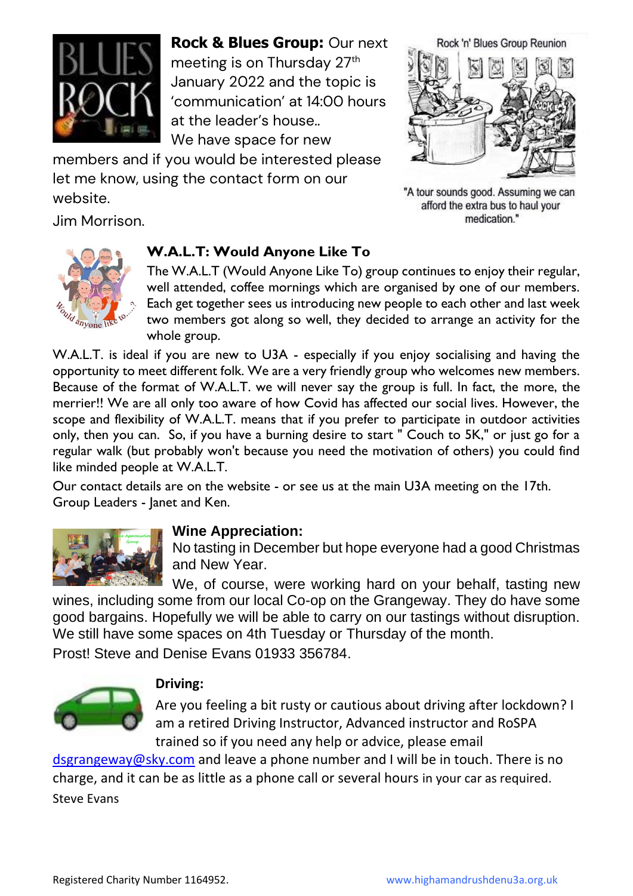**Rock & Blues Group:** Our next meeting is on Thursday 27th January 2022 and the topic is 'communication' at 14:00 hours at the leader's house.. We have space for new members and if you would be interested please let me know, using the contact form on our website.

Jim Morrison.

Rock 'n' Blues Group Reunion

"A tour sounds good. Assuming we can afford the extra bus to haul your medication."

## W.A.L.T: Would Anyone Like To

The W.A.L.T (Would Anyone Like To) group continues to enjoy their regular, well attended, coffee mornings which are organised by one of our members. Each get together sees us introducing new people to each other and last week two members got along so well, they decided to arrange an activity for the whole group.

W.A.L.T. is ideal if you are new to U3A - especially if you enjoy socialising and having the opportunity to meet different folk. We are a very friendly group who welcomes new members. Because of the format of W.A.L.T. we will never say the group is full. In fact, the more, the merrier!! We are all only too aware of how Covid has affected our social lives. However, the scope and flexibility of W.A.L.T. means that if you prefer to participate in outdoor activities only, then you can. So, if you have a burning desire to start " Couch to 5K," or just go for a regular walk (but probably won't because you need the motivation of others) you could find like minded people at W.A.L.T.

Our contact details are on the website - or see us at the main U3A meeting on the 17th. Group Leaders - Janet and Ken.

## Wine Appreciation:

No tasting in December but hope everyone had a good Christmas and New Year.

We, of course, were working hard on your behalf, tasting new wines, including some from our local Co-op on the Grangeway. They do have some good bargains. Hopefully we will be able to carry on our tastings without disruption. We still have some spaces on 4th Tuesday or Thursday of the month.

Prost! Steve and Denise Evans 01933 356784.

## Driving:

Are you feeling a bit rusty or cautious about driving after lockdown? I am a retired Driving Instructor, Advanced instructor and RoSPA trained so if you need any help or advice, please email dsgrangeway@sky.com and leave a phone number and I will be in touch. There is no charge, and it can be as little as a phone call or several hours in your car as required.

Steve Evans

Registered Charity Number 1164952.

www.highamandrushdenu3a.org.uk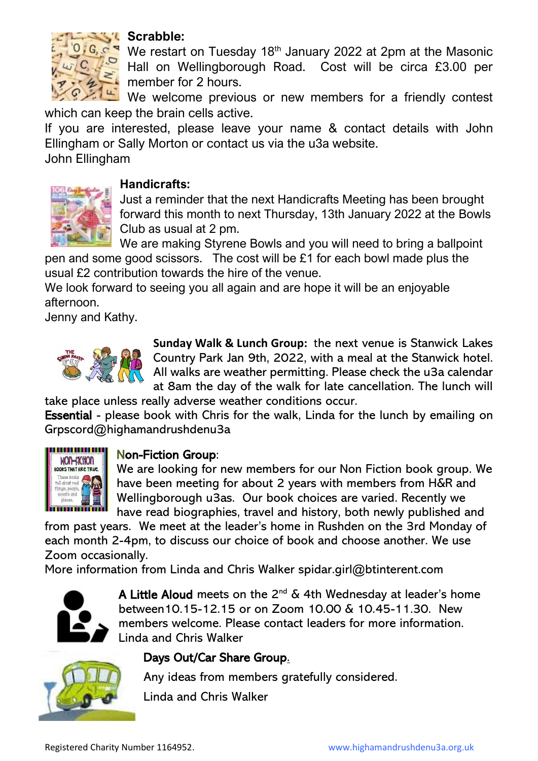**Scrabble:**

We restart on Tuesday 18th January 2022 at 2pm at the Masonic Hall on Wellingborough Road. Cost will be circa £3.00 per member for 2 hours.

We welcome previous or new members for a friendly contest which can keep the brain cells active.

If you are interested, please leave your name & contact details with John Ellingham or Sally Morton or contact us via the u3a website.

John Ellingham

**Handicrafts:**

Just a reminder that the next Handicrafts Meeting has been brought forward this month to next Thursday, 13th January 2022 at the Bowls Club as usual at 2 pm.

We are making Styrene Bowls and you will need to bring a ballpoint pen and some good scissors. The cost will be £1 for each bowl made plus the usual £2 contribution towards the hire of the venue.

We look forward to seeing you all again and are hope it will be an enjoyable afternoon.

Jenny and Kathy.

**Sunday Walk & Lunch Group:** the next venue is Stanwick Lakes Country Park Jan 9th, 2022, with a meal at the Stanwick hotel. All walks are weather permitting. Please check the u3a calendar at 8am the day of the walk for late cancellation. The lunch will take place unless really adverse weather conditions occur.

**Essential** - please book with Chris for the walk, Linda for the lunch by emailing on Grpscord@highamandrushdenu3a

**Non-Fiction Group**:

We are looking for new members for our Non Fiction book group. We have been meeting for about 2 years with members from H&R and Wellingborough u3as. Our book choices are varied. Recently we have read biographies, travel and history, both newly published and from past years. We meet at the leader's home in Rushden on the 3rd Monday of each month 2-4pm, to discuss our choice of book and choose another. We use Zoom occasionally.

More information from Linda and Chris Walker spidar.girl@btinterent.com

**A Little Aloud** meets on the 2nd & 4th Wednesday at leader's home between10.15-12.15 or on Zoom 10.00 & 10.45-11.30. New members welcome. Please contact leaders for more information.

Linda and Chris Walker

**Days Out/Car Share Group.**

Any ideas from members gratefully considered.

Linda and Chris Walker

Registered Charity Number 1164952. www.highamandrushdenu3a.org.uk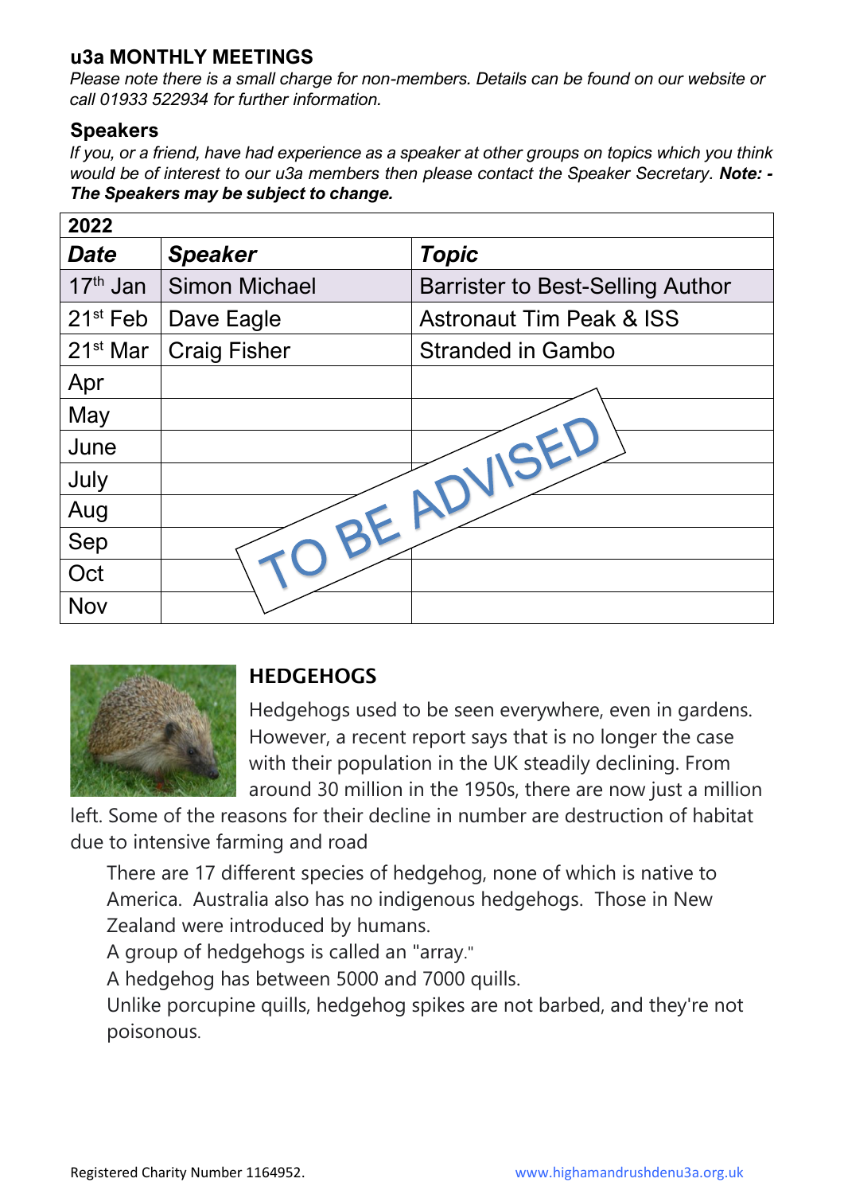## u3a MONTHLY MEETINGS

*Please note there is a small charge for non-members. Details can be found on our website or call 01933 522934 for further information.*

### Speakers

*If you, or a friend, have had experience as a speaker at other groups on topics which you think would be of interest to our u3a members then please contact the Speaker Secretary.* ***Note: - The Speakers may be subject to change.***

| 2022 | | |
|---|---|---|
| ***Date*** | ***Speaker*** | ***Topic*** |
| 17th Jan | Simon Michael | Barrister to Best-Selling Author |
| 21st Feb | Dave Eagle | Astronaut Tim Peak & ISS |
| 21st Mar | Craig Fisher | Stranded in Gambo |
| Apr | | |
| May | | |
| June | | |
| July | | |
| Aug | | |
| Sep | | |
| Oct | | |
| Nov | | |

TO BE ADVISED

## HEDGEHOGS

Hedgehogs used to be seen everywhere, even in gardens. However, a recent report says that is no longer the case with their population in the UK steadily declining. From around 30 million in the 1950s, there are now just a million left. Some of the reasons for their decline in number are destruction of habitat due to intensive farming and road

There are 17 different species of hedgehog, none of which is native to America. Australia also has no indigenous hedgehogs. Those in New Zealand were introduced by humans.

A group of hedgehogs is called an "array."

A hedgehog has between 5000 and 7000 quills.

Unlike porcupine quills, hedgehog spikes are not barbed, and they're not poisonous.

Registered Charity Number 1164952. www.highamandrushdenu3a.org.uk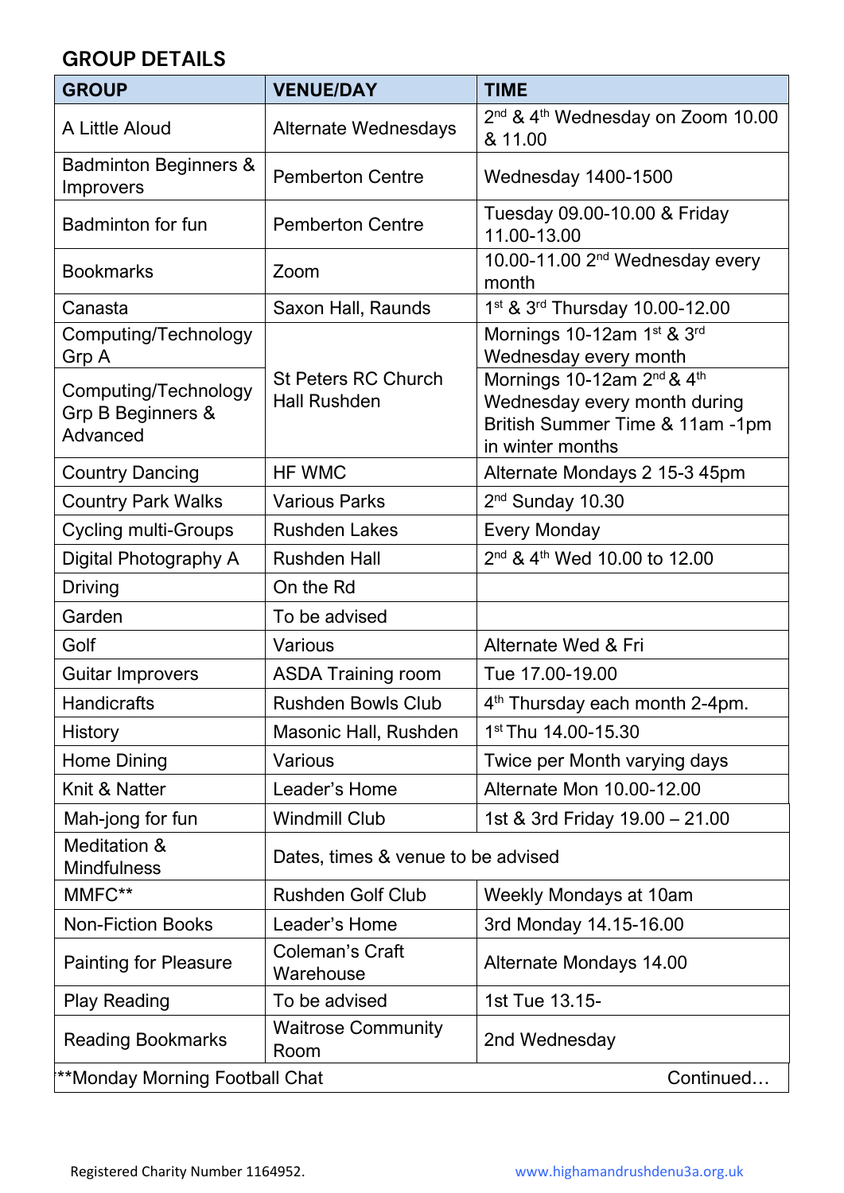## GROUP DETAILS

| GROUP | VENUE/DAY | TIME |
|---|---|---|
| A Little Aloud | Alternate Wednesdays | 2nd & 4th Wednesday on Zoom 10.00 & 11.00 |
| Badminton Beginners & Improvers | Pemberton Centre | Wednesday 1400-1500 |
| Badminton for fun | Pemberton Centre | Tuesday 09.00-10.00 & Friday 11.00-13.00 |
| Bookmarks | Zoom | 10.00-11.00 2nd Wednesday every month |
| Canasta | Saxon Hall, Raunds | 1st & 3rd Thursday 10.00-12.00 |
| Computing/Technology Grp A | St Peters RC Church Hall Rushden | Mornings 10-12am 1st & 3rd Wednesday every month |
| Computing/Technology Grp B Beginners & Advanced | | Mornings 10-12am 2nd & 4th Wednesday every month during British Summer Time & 11am -1pm in winter months |
| Country Dancing | HF WMC | Alternate Mondays 2 15-3 45pm |
| Country Park Walks | Various Parks | 2nd Sunday 10.30 |
| Cycling multi-Groups | Rushden Lakes | Every Monday |
| Digital Photography A | Rushden Hall | 2nd & 4th Wed 10.00 to 12.00 |
| Driving | On the Rd | |
| Garden | To be advised | |
| Golf | Various | Alternate Wed & Fri |
| Guitar Improvers | ASDA Training room | Tue 17.00-19.00 |
| Handicrafts | Rushden Bowls Club | 4th Thursday each month 2-4pm. |
| History | Masonic Hall, Rushden | 1st Thu 14.00-15.30 |
| Home Dining | Various | Twice per Month varying days |
| Knit & Natter | Leader's Home | Alternate Mon 10.00-12.00 |
| Mah-jong for fun | Windmill Club | 1st & 3rd Friday 19.00 – 21.00 |
| Meditation & Mindfulness | Dates, times & venue to be advised | |
| MMFC** | Rushden Golf Club | Weekly Mondays at 10am |
| Non-Fiction Books | Leader's Home | 3rd Monday 14.15-16.00 |
| Painting for Pleasure | Coleman's Craft Warehouse | Alternate Mondays 14.00 |
| Play Reading | To be advised | 1st Tue 13.15- |
| Reading Bookmarks | Waitrose Community Room | 2nd Wednesday |

**Monday Morning Football Chat

Continued…

Registered Charity Number 1164952. www.highamandrushdenu3a.org.uk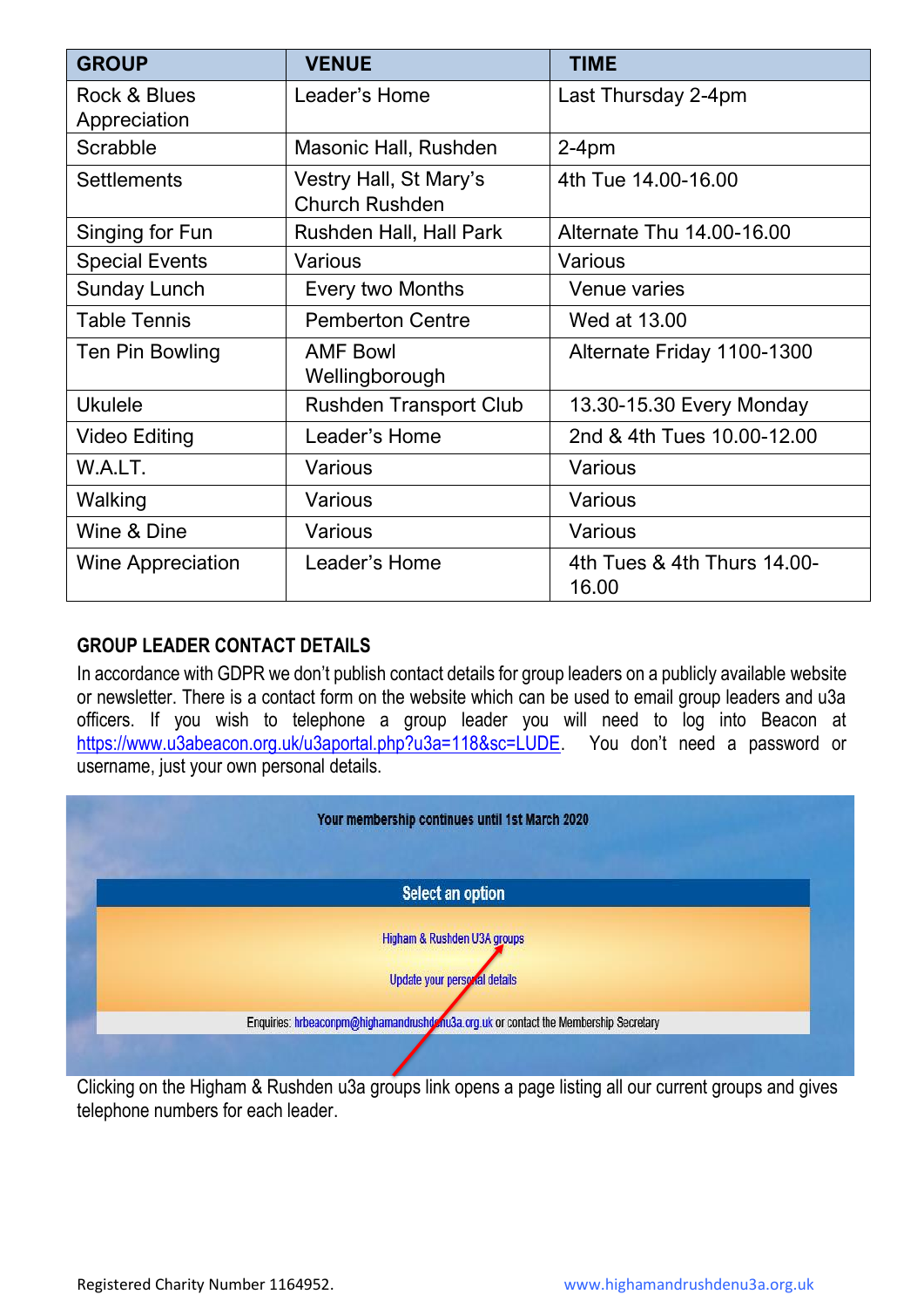| GROUP | VENUE | TIME |
|---|---|---|
| Rock & Blues Appreciation | Leader's Home | Last Thursday 2-4pm |
| Scrabble | Masonic Hall, Rushden | 2-4pm |
| Settlements | Vestry Hall, St Mary's Church Rushden | 4th Tue 14.00-16.00 |
| Singing for Fun | Rushden Hall, Hall Park | Alternate Thu 14.00-16.00 |
| Special Events | Various | Various |
| Sunday Lunch | Every two Months | Venue varies |
| Table Tennis | Pemberton Centre | Wed at 13.00 |
| Ten Pin Bowling | AMF Bowl Wellingborough | Alternate Friday 1100-1300 |
| Ukulele | Rushden Transport Club | 13.30-15.30 Every Monday |
| Video Editing | Leader's Home | 2nd & 4th Tues 10.00-12.00 |
| W.A.L.T. | Various | Various |
| Walking | Various | Various |
| Wine & Dine | Various | Various |
| Wine Appreciation | Leader's Home | 4th Tues & 4th Thurs 14.00-16.00 |

## GROUP LEADER CONTACT DETAILS

In accordance with GDPR we don't publish contact details for group leaders on a publicly available website or newsletter. There is a contact form on the website which can be used to email group leaders and u3a officers. If you wish to telephone a group leader you will need to log into Beacon at https://www.u3abeacon.org.uk/u3aportal.php?u3a=118&sc=LUDE. You don't need a password or username, just your own personal details.

Your membership continues until 1st March 2020

Select an option

Higham & Rushden U3A groups

Update your personal details

Enquiries: hrbeaconpm@highamandrushdenu3a.org.uk or contact the Membership Secretary

Clicking on the Higham & Rushden u3a groups link opens a page listing all our current groups and gives telephone numbers for each leader.

Registered Charity Number 1164952. www.highamandrushdenu3a.org.uk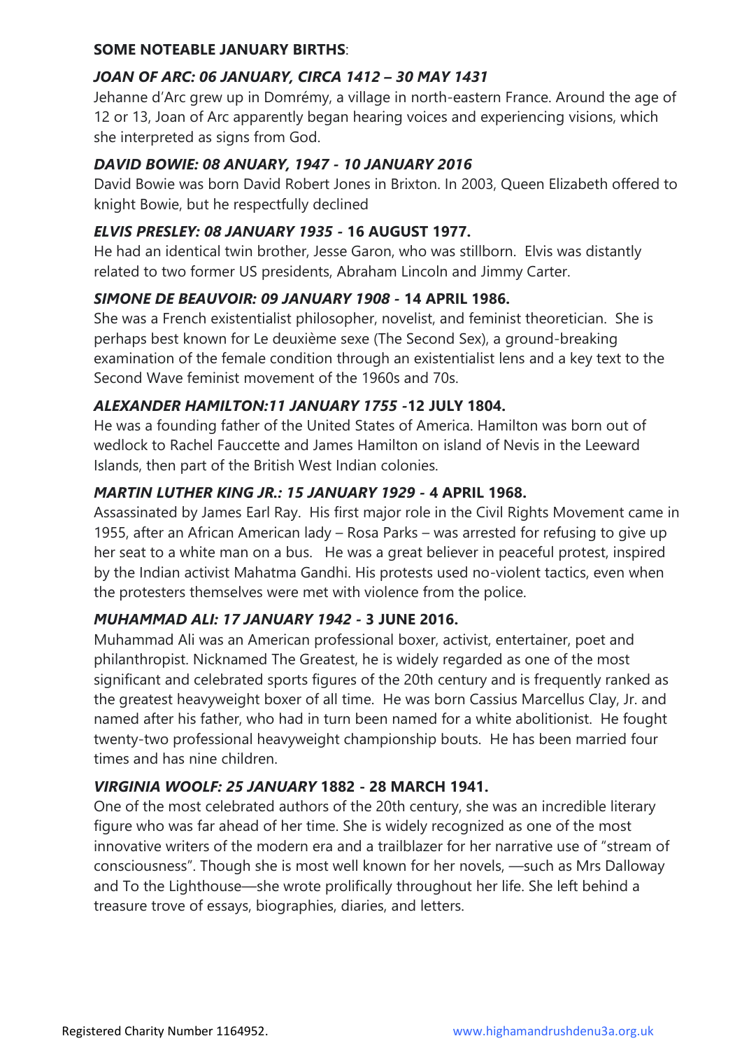**SOME NOTEABLE JANUARY BIRTHS**:

***JOAN OF ARC: 06 JANUARY, CIRCA 1412 – 30 MAY 1431***

Jehanne d'Arc grew up in Domrémy, a village in north-eastern France. Around the age of 12 or 13, Joan of Arc apparently began hearing voices and experiencing visions, which she interpreted as signs from God.

***DAVID BOWIE: 08 ANUARY, 1947 - 10 JANUARY 2016***

David Bowie was born David Robert Jones in Brixton. In 2003, Queen Elizabeth offered to knight Bowie, but he respectfully declined

***ELVIS PRESLEY: 08 JANUARY 1935* - 16 AUGUST 1977.**

He had an identical twin brother, Jesse Garon, who was stillborn. Elvis was distantly related to two former US presidents, Abraham Lincoln and Jimmy Carter.

***SIMONE DE BEAUVOIR: 09 JANUARY 1908* - 14 APRIL 1986.**

She was a French existentialist philosopher, novelist, and feminist theoretician. She is perhaps best known for Le deuxième sexe (The Second Sex), a ground-breaking examination of the female condition through an existentialist lens and a key text to the Second Wave feminist movement of the 1960s and 70s.

***ALEXANDER HAMILTON:11 JANUARY 1755* -12 JULY 1804.**

He was a founding father of the United States of America. Hamilton was born out of wedlock to Rachel Fauccette and James Hamilton on island of Nevis in the Leeward Islands, then part of the British West Indian colonies.

***MARTIN LUTHER KING JR.: 15 JANUARY 1929* - 4 APRIL 1968.**

Assassinated by James Earl Ray. His first major role in the Civil Rights Movement came in 1955, after an African American lady – Rosa Parks – was arrested for refusing to give up her seat to a white man on a bus. He was a great believer in peaceful protest, inspired by the Indian activist Mahatma Gandhi. His protests used no-violent tactics, even when the protesters themselves were met with violence from the police.

***MUHAMMAD ALI: 17 JANUARY 1942* - 3 JUNE 2016.**

Muhammad Ali was an American professional boxer, activist, entertainer, poet and philanthropist. Nicknamed The Greatest, he is widely regarded as one of the most significant and celebrated sports figures of the 20th century and is frequently ranked as the greatest heavyweight boxer of all time. He was born Cassius Marcellus Clay, Jr. and named after his father, who had in turn been named for a white abolitionist. He fought twenty-two professional heavyweight championship bouts. He has been married four times and has nine children.

***VIRGINIA WOOLF: 25 JANUARY* 1882 - 28 MARCH 1941.**

One of the most celebrated authors of the 20th century, she was an incredible literary figure who was far ahead of her time. She is widely recognized as one of the most innovative writers of the modern era and a trailblazer for her narrative use of "stream of consciousness". Though she is most well known for her novels, —such as Mrs Dalloway and To the Lighthouse—she wrote prolifically throughout her life. She left behind a treasure trove of essays, biographies, diaries, and letters.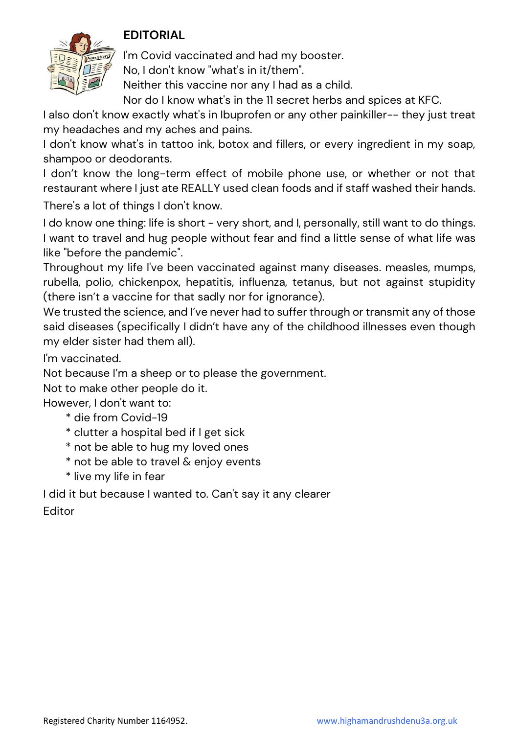## EDITORIAL

I'm Covid vaccinated and had my booster.
No, I don't know "what's in it/them".
Neither this vaccine nor any I had as a child.
Nor do I know what's in the 11 secret herbs and spices at KFC.

I also don't know exactly what's in Ibuprofen or any other painkiller-- they just treat my headaches and my aches and pains.

I don't know what's in tattoo ink, botox and fillers, or every ingredient in my soap, shampoo or deodorants.

I don't know the long-term effect of mobile phone use, or whether or not that restaurant where I just ate REALLY used clean foods and if staff washed their hands.

There's a lot of things I don't know.

I do know one thing: life is short - very short, and I, personally, still want to do things. I want to travel and hug people without fear and find a little sense of what life was like "before the pandemic".

Throughout my life I've been vaccinated against many diseases. measles, mumps, rubella, polio, chickenpox, hepatitis, influenza, tetanus, but not against stupidity (there isn't a vaccine for that sadly nor for ignorance).

We trusted the science, and I've never had to suffer through or transmit any of those said diseases (specifically I didn't have any of the childhood illnesses even though my elder sister had them all).

I'm vaccinated.
Not because I'm a sheep or to please the government.
Not to make other people do it.
However, I don't want to:

* die from Covid-19
* clutter a hospital bed if I get sick
* not be able to hug my loved ones
* not be able to travel & enjoy events
* live my life in fear

I did it but because I wanted to. Can't say it any clearer

Editor

Registered Charity Number 1164952. www.highamandrushdenu3a.org.uk